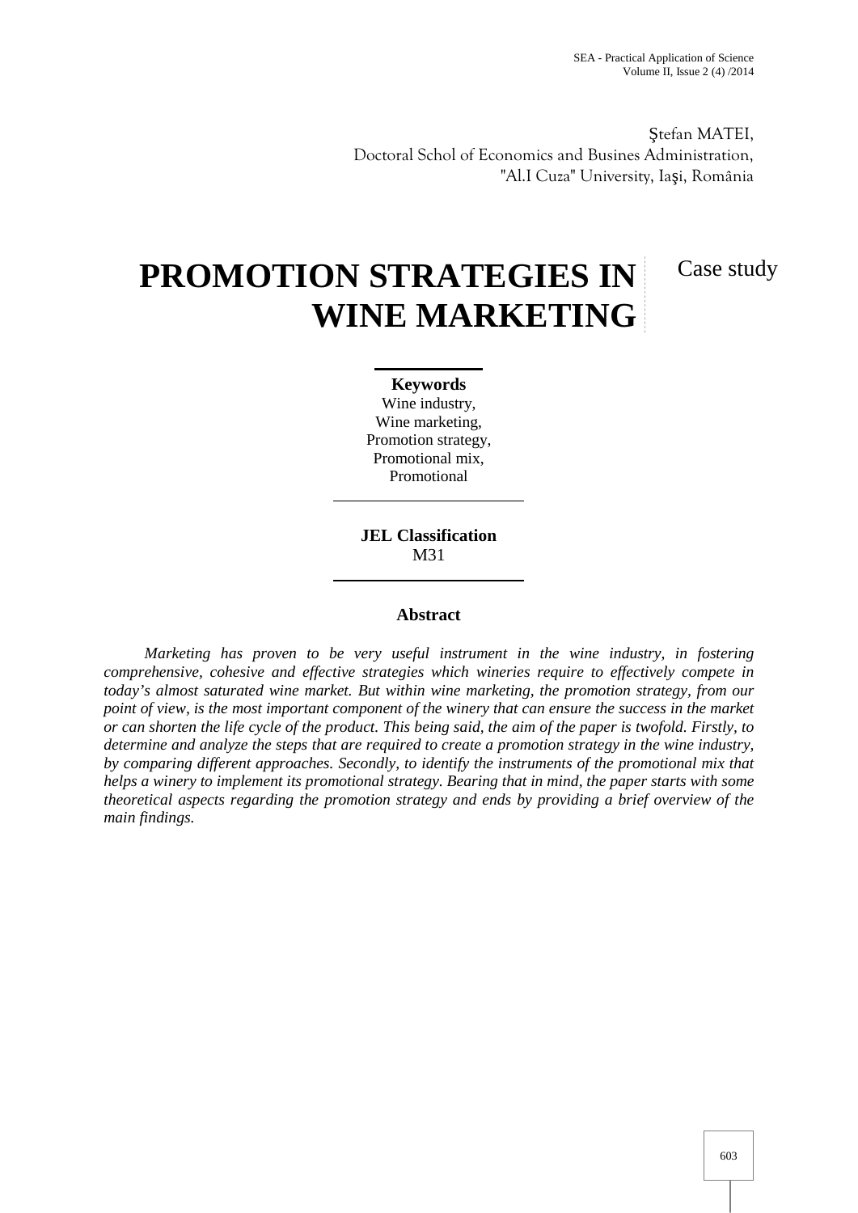Ştefan MATEI,
Doctoral Schol of Economics and Busines Administration,
"Al.I Cuza" University, Iaşi, România

# PROMOTION STRATEGIES IN WINE MARKETING

Case study

**Keywords**
Wine industry,
Wine marketing,
Promotion strategy,
Promotional mix,
Promotional

**JEL Classification**
M31

## Abstract

*Marketing has proven to be very useful instrument in the wine industry, in fostering comprehensive, cohesive and effective strategies which wineries require to effectively compete in today's almost saturated wine market. But within wine marketing, the promotion strategy, from our point of view, is the most important component of the winery that can ensure the success in the market or can shorten the life cycle of the product. This being said, the aim of the paper is twofold. Firstly, to determine and analyze the steps that are required to create a promotion strategy in the wine industry, by comparing different approaches. Secondly, to identify the instruments of the promotional mix that helps a winery to implement its promotional strategy. Bearing that in mind, the paper starts with some theoretical aspects regarding the promotion strategy and ends by providing a brief overview of the main findings.*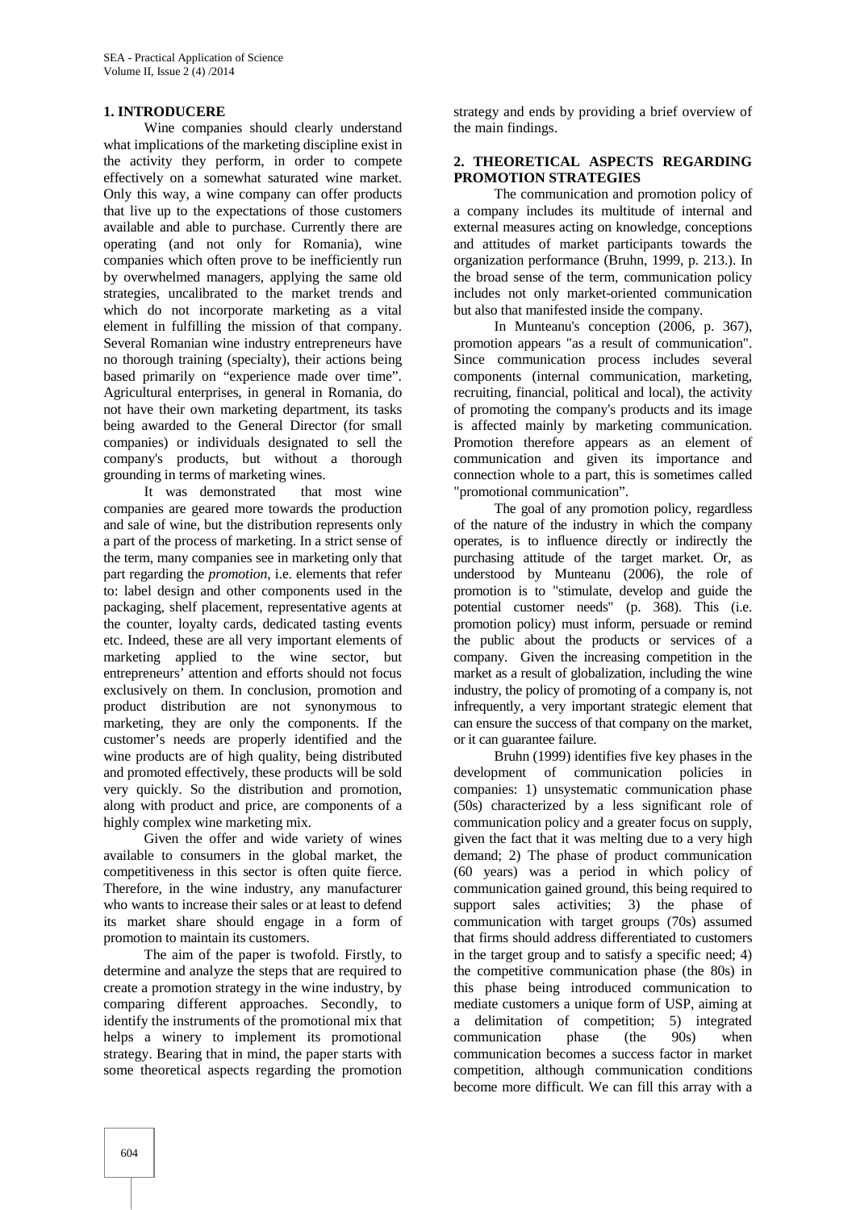## 1. INTRODUCERE

Wine companies should clearly understand what implications of the marketing discipline exist in the activity they perform, in order to compete effectively on a somewhat saturated wine market. Only this way, a wine company can offer products that live up to the expectations of those customers available and able to purchase. Currently there are operating (and not only for Romania), wine companies which often prove to be inefficiently run by overwhelmed managers, applying the same old strategies, uncalibrated to the market trends and which do not incorporate marketing as a vital element in fulfilling the mission of that company. Several Romanian wine industry entrepreneurs have no thorough training (specialty), their actions being based primarily on "experience made over time". Agricultural enterprises, in general in Romania, do not have their own marketing department, its tasks being awarded to the General Director (for small companies) or individuals designated to sell the company's products, but without a thorough grounding in terms of marketing wines.

It was demonstrated that most wine companies are geared more towards the production and sale of wine, but the distribution represents only a part of the process of marketing. In a strict sense of the term, many companies see in marketing only that part regarding the *promotion*, i.e. elements that refer to: label design and other components used in the packaging, shelf placement, representative agents at the counter, loyalty cards, dedicated tasting events etc. Indeed, these are all very important elements of marketing applied to the wine sector, but entrepreneurs' attention and efforts should not focus exclusively on them. In conclusion, promotion and product distribution are not synonymous to marketing, they are only the components. If the customer's needs are properly identified and the wine products are of high quality, being distributed and promoted effectively, these products will be sold very quickly. So the distribution and promotion, along with product and price, are components of a highly complex wine marketing mix.

Given the offer and wide variety of wines available to consumers in the global market, the competitiveness in this sector is often quite fierce. Therefore, in the wine industry, any manufacturer who wants to increase their sales or at least to defend its market share should engage in a form of promotion to maintain its customers.

The aim of the paper is twofold. Firstly, to determine and analyze the steps that are required to create a promotion strategy in the wine industry, by comparing different approaches. Secondly, to identify the instruments of the promotional mix that helps a winery to implement its promotional strategy. Bearing that in mind, the paper starts with some theoretical aspects regarding the promotion strategy and ends by providing a brief overview of the main findings.

## 2. THEORETICAL ASPECTS REGARDING PROMOTION STRATEGIES

The communication and promotion policy of a company includes its multitude of internal and external measures acting on knowledge, conceptions and attitudes of market participants towards the organization performance (Bruhn, 1999, p. 213.). In the broad sense of the term, communication policy includes not only market-oriented communication but also that manifested inside the company.

In Munteanu's conception (2006, p. 367), promotion appears "as a result of communication". Since communication process includes several components (internal communication, marketing, recruiting, financial, political and local), the activity of promoting the company's products and its image is affected mainly by marketing communication. Promotion therefore appears as an element of communication and given its importance and connection whole to a part, this is sometimes called "promotional communication".

The goal of any promotion policy, regardless of the nature of the industry in which the company operates, is to influence directly or indirectly the purchasing attitude of the target market. Or, as understood by Munteanu (2006), the role of promotion is to "stimulate, develop and guide the potential customer needs" (p. 368). This (i.e. promotion policy) must inform, persuade or remind the public about the products or services of a company. Given the increasing competition in the market as a result of globalization, including the wine industry, the policy of promoting of a company is, not infrequently, a very important strategic element that can ensure the success of that company on the market, or it can guarantee failure.

Bruhn (1999) identifies five key phases in the development of communication policies in companies: 1) unsystematic communication phase (50s) characterized by a less significant role of communication policy and a greater focus on supply, given the fact that it was melting due to a very high demand; 2) The phase of product communication (60 years) was a period in which policy of communication gained ground, this being required to support sales activities; 3) the phase of communication with target groups (70s) assumed that firms should address differentiated to customers in the target group and to satisfy a specific need; 4) the competitive communication phase (the 80s) in this phase being introduced communication to mediate customers a unique form of USP, aiming at a delimitation of competition; 5) integrated communication phase (the 90s) when communication becomes a success factor in market competition, although communication conditions become more difficult. We can fill this array with a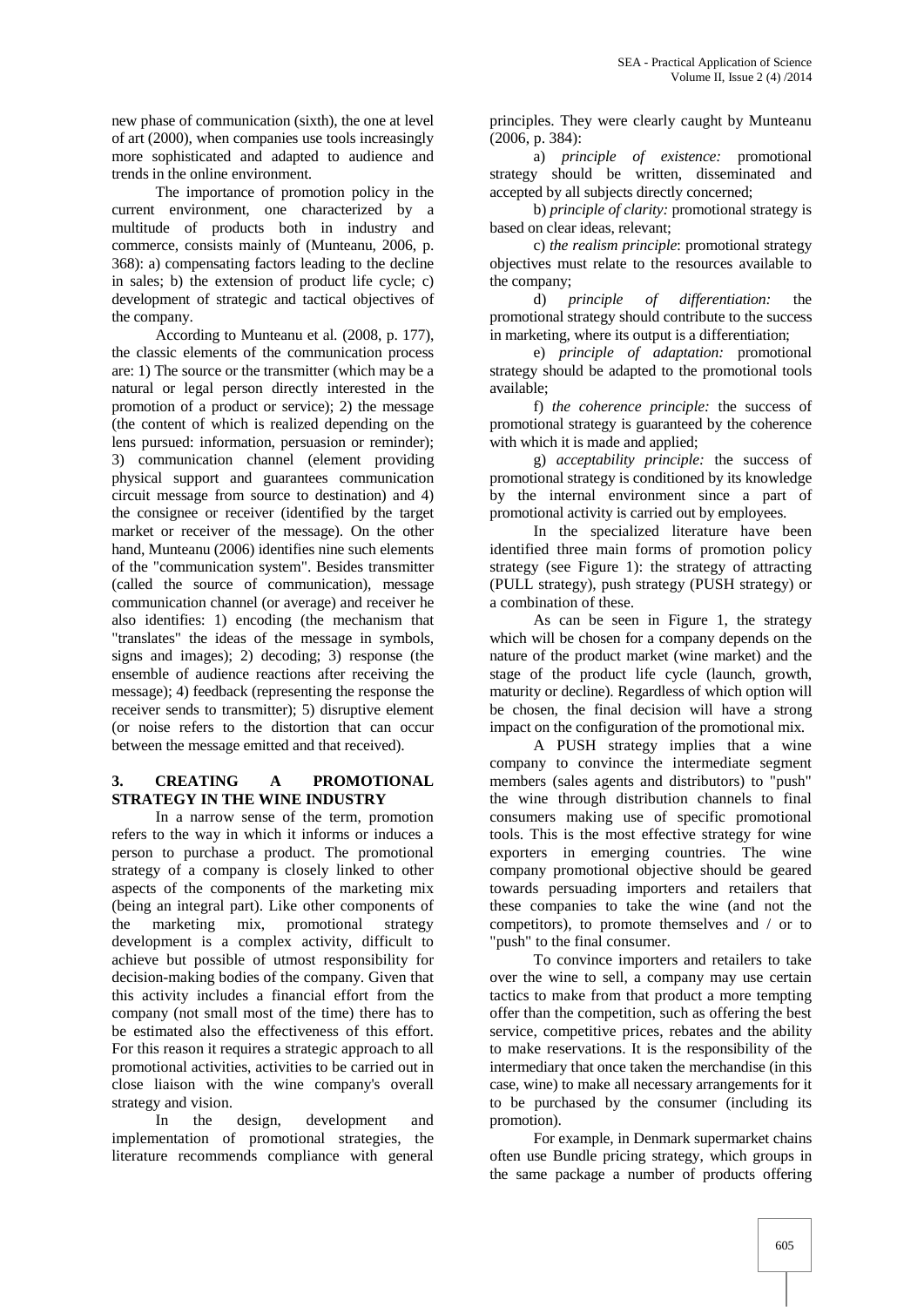new phase of communication (sixth), the one at level of art (2000), when companies use tools increasingly more sophisticated and adapted to audience and trends in the online environment.

The importance of promotion policy in the current environment, one characterized by a multitude of products both in industry and commerce, consists mainly of (Munteanu, 2006, p. 368): a) compensating factors leading to the decline in sales; b) the extension of product life cycle; c) development of strategic and tactical objectives of the company.

According to Munteanu et al. (2008, p. 177), the classic elements of the communication process are: 1) The source or the transmitter (which may be a natural or legal person directly interested in the promotion of a product or service); 2) the message (the content of which is realized depending on the lens pursued: information, persuasion or reminder); 3) communication channel (element providing physical support and guarantees communication circuit message from source to destination) and 4) the consignee or receiver (identified by the target market or receiver of the message). On the other hand, Munteanu (2006) identifies nine such elements of the "communication system". Besides transmitter (called the source of communication), message communication channel (or average) and receiver he also identifies: 1) encoding (the mechanism that "translates" the ideas of the message in symbols, signs and images); 2) decoding; 3) response (the ensemble of audience reactions after receiving the message); 4) feedback (representing the response the receiver sends to transmitter); 5) disruptive element (or noise refers to the distortion that can occur between the message emitted and that received).

## 3. CREATING A PROMOTIONAL STRATEGY IN THE WINE INDUSTRY

In a narrow sense of the term, promotion refers to the way in which it informs or induces a person to purchase a product. The promotional strategy of a company is closely linked to other aspects of the components of the marketing mix (being an integral part). Like other components of the marketing mix, promotional strategy development is a complex activity, difficult to achieve but possible of utmost responsibility for decision-making bodies of the company. Given that this activity includes a financial effort from the company (not small most of the time) there has to be estimated also the effectiveness of this effort. For this reason it requires a strategic approach to all promotional activities, activities to be carried out in close liaison with the wine company's overall strategy and vision.

In the design, development and implementation of promotional strategies, the literature recommends compliance with general principles. They were clearly caught by Munteanu (2006, p. 384):

a) *principle of existence:* promotional strategy should be written, disseminated and accepted by all subjects directly concerned;

b) *principle of clarity:* promotional strategy is based on clear ideas, relevant;

c) *the realism principle*: promotional strategy objectives must relate to the resources available to the company;

d) *principle of differentiation:* the promotional strategy should contribute to the success in marketing, where its output is a differentiation;

e) *principle of adaptation:* promotional strategy should be adapted to the promotional tools available;

f) *the coherence principle:* the success of promotional strategy is guaranteed by the coherence with which it is made and applied;

g) *acceptability principle:* the success of promotional strategy is conditioned by its knowledge by the internal environment since a part of promotional activity is carried out by employees.

In the specialized literature have been identified three main forms of promotion policy strategy (see Figure 1): the strategy of attracting (PULL strategy), push strategy (PUSH strategy) or a combination of these.

As can be seen in Figure 1, the strategy which will be chosen for a company depends on the nature of the product market (wine market) and the stage of the product life cycle (launch, growth, maturity or decline). Regardless of which option will be chosen, the final decision will have a strong impact on the configuration of the promotional mix.

A PUSH strategy implies that a wine company to convince the intermediate segment members (sales agents and distributors) to "push" the wine through distribution channels to final consumers making use of specific promotional tools. This is the most effective strategy for wine exporters in emerging countries. The wine company promotional objective should be geared towards persuading importers and retailers that these companies to take the wine (and not the competitors), to promote themselves and / or to "push" to the final consumer.

To convince importers and retailers to take over the wine to sell, a company may use certain tactics to make from that product a more tempting offer than the competition, such as offering the best service, competitive prices, rebates and the ability to make reservations. It is the responsibility of the intermediary that once taken the merchandise (in this case, wine) to make all necessary arrangements for it to be purchased by the consumer (including its promotion).

For example, in Denmark supermarket chains often use Bundle pricing strategy, which groups in the same package a number of products offering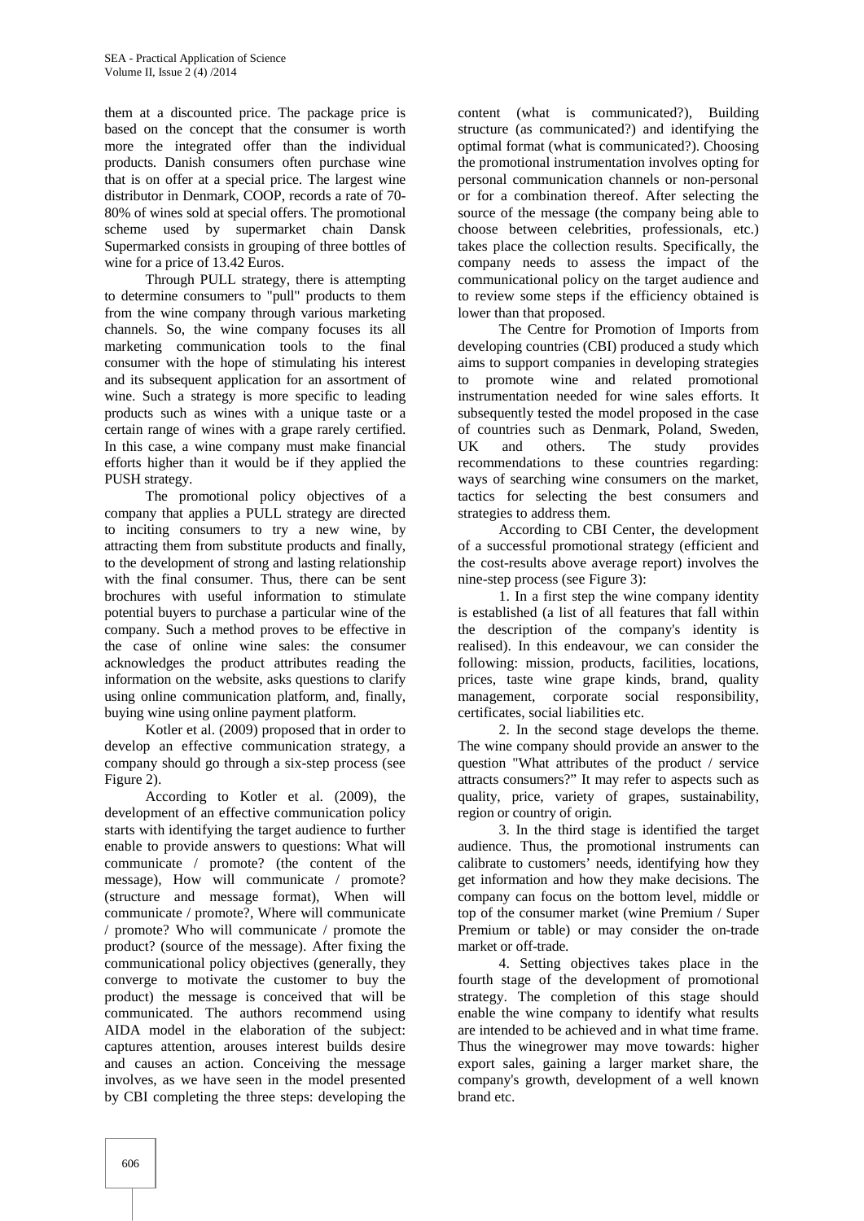them at a discounted price. The package price is based on the concept that the consumer is worth more the integrated offer than the individual products. Danish consumers often purchase wine that is on offer at a special price. The largest wine distributor in Denmark, COOP, records a rate of 70-80% of wines sold at special offers. The promotional scheme used by supermarket chain Dansk Supermarked consists in grouping of three bottles of wine for a price of 13.42 Euros.

Through PULL strategy, there is attempting to determine consumers to "pull" products to them from the wine company through various marketing channels. So, the wine company focuses its all marketing communication tools to the final consumer with the hope of stimulating his interest and its subsequent application for an assortment of wine. Such a strategy is more specific to leading products such as wines with a unique taste or a certain range of wines with a grape rarely certified. In this case, a wine company must make financial efforts higher than it would be if they applied the PUSH strategy.

The promotional policy objectives of a company that applies a PULL strategy are directed to inciting consumers to try a new wine, by attracting them from substitute products and finally, to the development of strong and lasting relationship with the final consumer. Thus, there can be sent brochures with useful information to stimulate potential buyers to purchase a particular wine of the company. Such a method proves to be effective in the case of online wine sales: the consumer acknowledges the product attributes reading the information on the website, asks questions to clarify using online communication platform, and, finally, buying wine using online payment platform.

Kotler et al. (2009) proposed that in order to develop an effective communication strategy, a company should go through a six-step process (see Figure 2).

According to Kotler et al. (2009), the development of an effective communication policy starts with identifying the target audience to further enable to provide answers to questions: What will communicate / promote? (the content of the message), How will communicate / promote? (structure and message format), When will communicate / promote?, Where will communicate / promote? Who will communicate / promote the product? (source of the message). After fixing the communicational policy objectives (generally, they converge to motivate the customer to buy the product) the message is conceived that will be communicated. The authors recommend using AIDA model in the elaboration of the subject: captures attention, arouses interest builds desire and causes an action. Conceiving the message involves, as we have seen in the model presented by CBI completing the three steps: developing the content (what is communicated?), Building structure (as communicated?) and identifying the optimal format (what is communicated?). Choosing the promotional instrumentation involves opting for personal communication channels or non-personal or for a combination thereof. After selecting the source of the message (the company being able to choose between celebrities, professionals, etc.) takes place the collection results. Specifically, the company needs to assess the impact of the communicational policy on the target audience and to review some steps if the efficiency obtained is lower than that proposed.

The Centre for Promotion of Imports from developing countries (CBI) produced a study which aims to support companies in developing strategies to promote wine and related promotional instrumentation needed for wine sales efforts. It subsequently tested the model proposed in the case of countries such as Denmark, Poland, Sweden, UK and others. The study provides recommendations to these countries regarding: ways of searching wine consumers on the market, tactics for selecting the best consumers and strategies to address them.

According to CBI Center, the development of a successful promotional strategy (efficient and the cost-results above average report) involves the nine-step process (see Figure 3):

1. In a first step the wine company identity is established (a list of all features that fall within the description of the company's identity is realised). In this endeavour, we can consider the following: mission, products, facilities, locations, prices, taste wine grape kinds, brand, quality management, corporate social responsibility, certificates, social liabilities etc.

2. In the second stage develops the theme. The wine company should provide an answer to the question "What attributes of the product / service attracts consumers?" It may refer to aspects such as quality, price, variety of grapes, sustainability, region or country of origin.

3. In the third stage is identified the target audience. Thus, the promotional instruments can calibrate to customers' needs, identifying how they get information and how they make decisions. The company can focus on the bottom level, middle or top of the consumer market (wine Premium / Super Premium or table) or may consider the on-trade market or off-trade.

4. Setting objectives takes place in the fourth stage of the development of promotional strategy. The completion of this stage should enable the wine company to identify what results are intended to be achieved and in what time frame. Thus the winegrower may move towards: higher export sales, gaining a larger market share, the company's growth, development of a well known brand etc.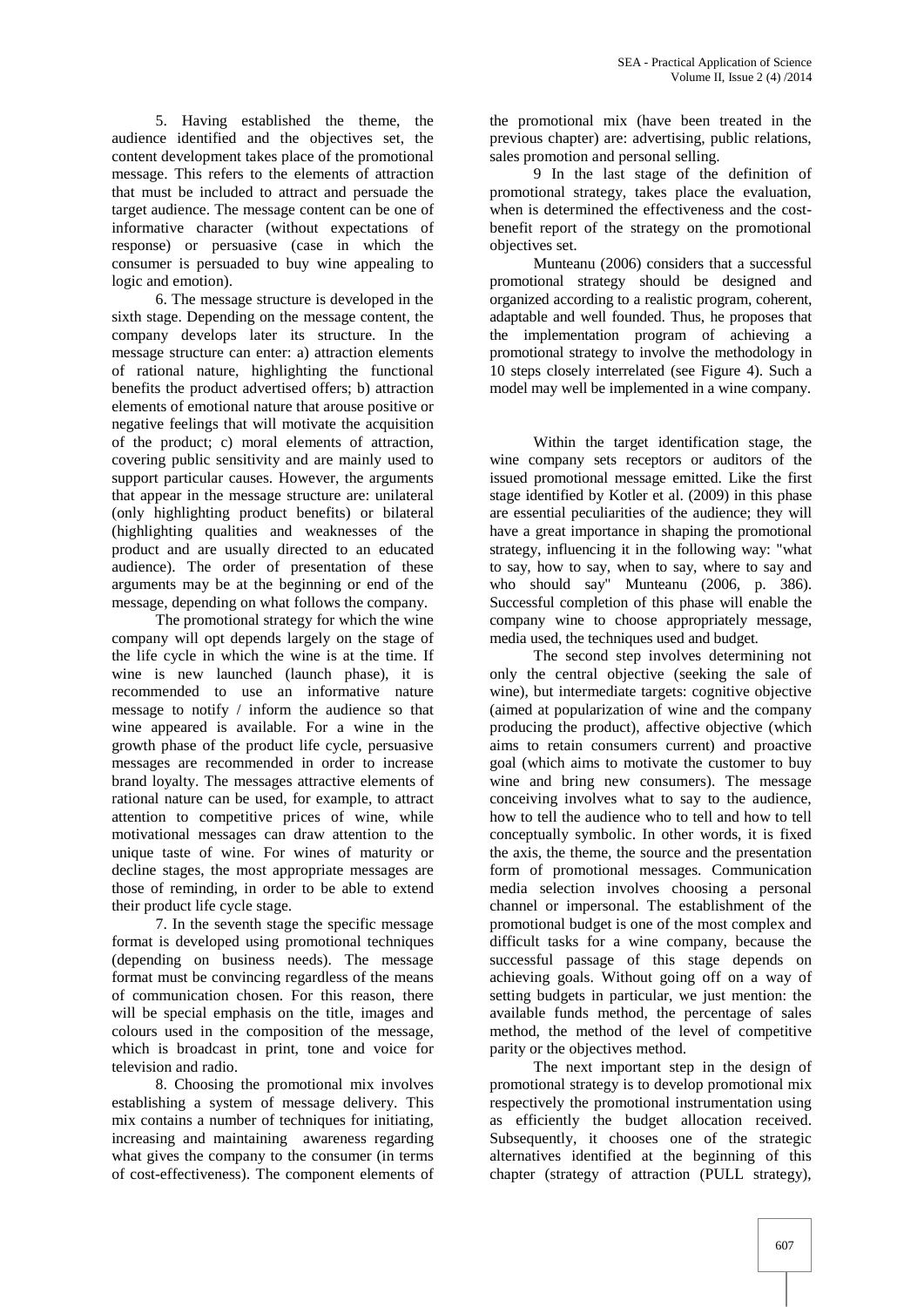5. Having established the theme, the audience identified and the objectives set, the content development takes place of the promotional message. This refers to the elements of attraction that must be included to attract and persuade the target audience. The message content can be one of informative character (without expectations of response) or persuasive (case in which the consumer is persuaded to buy wine appealing to logic and emotion).

6. The message structure is developed in the sixth stage. Depending on the message content, the company develops later its structure. In the message structure can enter: a) attraction elements of rational nature, highlighting the functional benefits the product advertised offers; b) attraction elements of emotional nature that arouse positive or negative feelings that will motivate the acquisition of the product; c) moral elements of attraction, covering public sensitivity and are mainly used to support particular causes. However, the arguments that appear in the message structure are: unilateral (only highlighting product benefits) or bilateral (highlighting qualities and weaknesses of the product and are usually directed to an educated audience). The order of presentation of these arguments may be at the beginning or end of the message, depending on what follows the company.

The promotional strategy for which the wine company will opt depends largely on the stage of the life cycle in which the wine is at the time. If wine is new launched (launch phase), it is recommended to use an informative nature message to notify / inform the audience so that wine appeared is available. For a wine in the growth phase of the product life cycle, persuasive messages are recommended in order to increase brand loyalty. The messages attractive elements of rational nature can be used, for example, to attract attention to competitive prices of wine, while motivational messages can draw attention to the unique taste of wine. For wines of maturity or decline stages, the most appropriate messages are those of reminding, in order to be able to extend their product life cycle stage.

7. In the seventh stage the specific message format is developed using promotional techniques (depending on business needs). The message format must be convincing regardless of the means of communication chosen. For this reason, there will be special emphasis on the title, images and colours used in the composition of the message, which is broadcast in print, tone and voice for television and radio.

8. Choosing the promotional mix involves establishing a system of message delivery. This mix contains a number of techniques for initiating, increasing and maintaining awareness regarding what gives the company to the consumer (in terms of cost-effectiveness). The component elements of the promotional mix (have been treated in the previous chapter) are: advertising, public relations, sales promotion and personal selling.

9 In the last stage of the definition of promotional strategy, takes place the evaluation, when is determined the effectiveness and the cost-benefit report of the strategy on the promotional objectives set.

Munteanu (2006) considers that a successful promotional strategy should be designed and organized according to a realistic program, coherent, adaptable and well founded. Thus, he proposes that the implementation program of achieving a promotional strategy to involve the methodology in 10 steps closely interrelated (see Figure 4). Such a model may well be implemented in a wine company.

Within the target identification stage, the wine company sets receptors or auditors of the issued promotional message emitted. Like the first stage identified by Kotler et al. (2009) in this phase are essential peculiarities of the audience; they will have a great importance in shaping the promotional strategy, influencing it in the following way: "what to say, how to say, when to say, where to say and who should say" Munteanu (2006, p. 386). Successful completion of this phase will enable the company wine to choose appropriately message, media used, the techniques used and budget.

The second step involves determining not only the central objective (seeking the sale of wine), but intermediate targets: cognitive objective (aimed at popularization of wine and the company producing the product), affective objective (which aims to retain consumers current) and proactive goal (which aims to motivate the customer to buy wine and bring new consumers). The message conceiving involves what to say to the audience, how to tell the audience who to tell and how to tell conceptually symbolic. In other words, it is fixed the axis, the theme, the source and the presentation form of promotional messages. Communication media selection involves choosing a personal channel or impersonal. The establishment of the promotional budget is one of the most complex and difficult tasks for a wine company, because the successful passage of this stage depends on achieving goals. Without going off on a way of setting budgets in particular, we just mention: the available funds method, the percentage of sales method, the method of the level of competitive parity or the objectives method.

The next important step in the design of promotional strategy is to develop promotional mix respectively the promotional instrumentation using as efficiently the budget allocation received. Subsequently, it chooses one of the strategic alternatives identified at the beginning of this chapter (strategy of attraction (PULL strategy),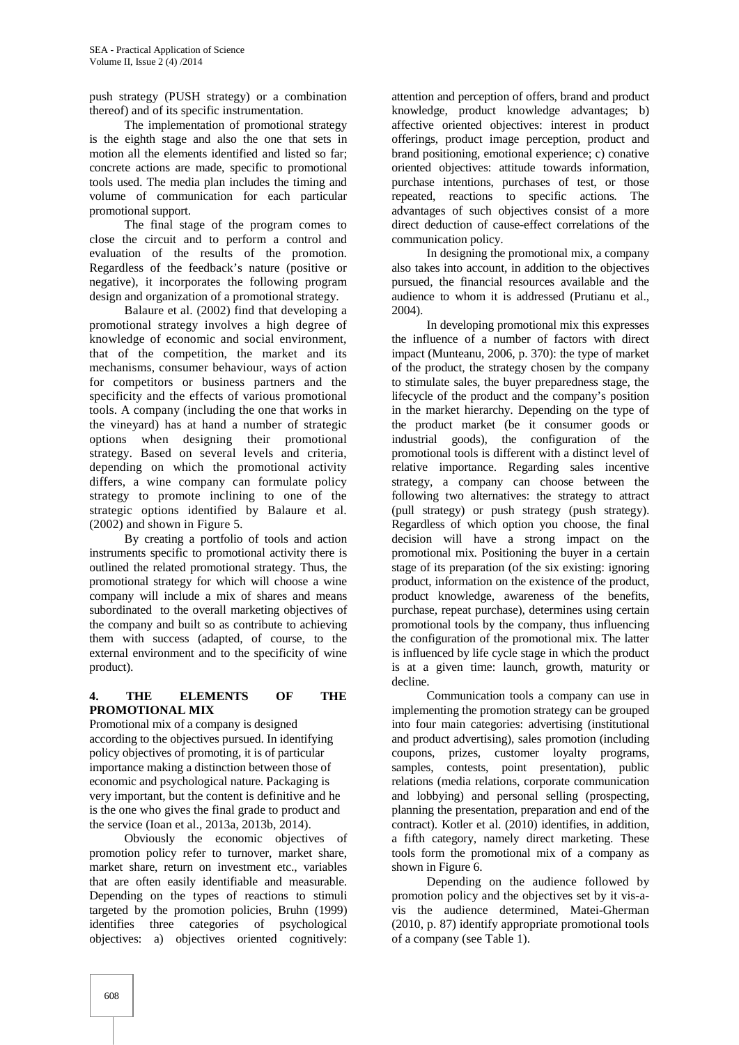push strategy (PUSH strategy) or a combination thereof) and of its specific instrumentation.

The implementation of promotional strategy is the eighth stage and also the one that sets in motion all the elements identified and listed so far; concrete actions are made, specific to promotional tools used. The media plan includes the timing and volume of communication for each particular promotional support.

The final stage of the program comes to close the circuit and to perform a control and evaluation of the results of the promotion. Regardless of the feedback's nature (positive or negative), it incorporates the following program design and organization of a promotional strategy.

Balaure et al. (2002) find that developing a promotional strategy involves a high degree of knowledge of economic and social environment, that of the competition, the market and its mechanisms, consumer behaviour, ways of action for competitors or business partners and the specificity and the effects of various promotional tools. A company (including the one that works in the vineyard) has at hand a number of strategic options when designing their promotional strategy. Based on several levels and criteria, depending on which the promotional activity differs, a wine company can formulate policy strategy to promote inclining to one of the strategic options identified by Balaure et al. (2002) and shown in Figure 5.

By creating a portfolio of tools and action instruments specific to promotional activity there is outlined the related promotional strategy. Thus, the promotional strategy for which will choose a wine company will include a mix of shares and means subordinated to the overall marketing objectives of the company and built so as contribute to achieving them with success (adapted, of course, to the external environment and to the specificity of wine product).

## 4. THE ELEMENTS OF THE PROMOTIONAL MIX

Promotional mix of a company is designed according to the objectives pursued. In identifying policy objectives of promoting, it is of particular importance making a distinction between those of economic and psychological nature. Packaging is very important, but the content is definitive and he is the one who gives the final grade to product and the service (Ioan et al., 2013a, 2013b, 2014).

Obviously the economic objectives of promotion policy refer to turnover, market share, market share, return on investment etc., variables that are often easily identifiable and measurable. Depending on the types of reactions to stimuli targeted by the promotion policies, Bruhn (1999) identifies three categories of psychological objectives: a) objectives oriented cognitively: attention and perception of offers, brand and product knowledge, product knowledge advantages; b) affective oriented objectives: interest in product offerings, product image perception, product and brand positioning, emotional experience; c) conative oriented objectives: attitude towards information, purchase intentions, purchases of test, or those repeated, reactions to specific actions. The advantages of such objectives consist of a more direct deduction of cause-effect correlations of the communication policy.

In designing the promotional mix, a company also takes into account, in addition to the objectives pursued, the financial resources available and the audience to whom it is addressed (Prutianu et al., 2004).

In developing promotional mix this expresses the influence of a number of factors with direct impact (Munteanu, 2006, p. 370): the type of market of the product, the strategy chosen by the company to stimulate sales, the buyer preparedness stage, the lifecycle of the product and the company's position in the market hierarchy. Depending on the type of the product market (be it consumer goods or industrial goods), the configuration of the promotional tools is different with a distinct level of relative importance. Regarding sales incentive strategy, a company can choose between the following two alternatives: the strategy to attract (pull strategy) or push strategy (push strategy). Regardless of which option you choose, the final decision will have a strong impact on the promotional mix. Positioning the buyer in a certain stage of its preparation (of the six existing: ignoring product, information on the existence of the product, product knowledge, awareness of the benefits, purchase, repeat purchase), determines using certain promotional tools by the company, thus influencing the configuration of the promotional mix. The latter is influenced by life cycle stage in which the product is at a given time: launch, growth, maturity or decline.

Communication tools a company can use in implementing the promotion strategy can be grouped into four main categories: advertising (institutional and product advertising), sales promotion (including coupons, prizes, customer loyalty programs, samples, contests, point presentation), public relations (media relations, corporate communication and lobbying) and personal selling (prospecting, planning the presentation, preparation and end of the contract). Kotler et al. (2010) identifies, in addition, a fifth category, namely direct marketing. These tools form the promotional mix of a company as shown in Figure 6.

Depending on the audience followed by promotion policy and the objectives set by it vis-a-vis the audience determined, Matei-Gherman (2010, p. 87) identify appropriate promotional tools of a company (see Table 1).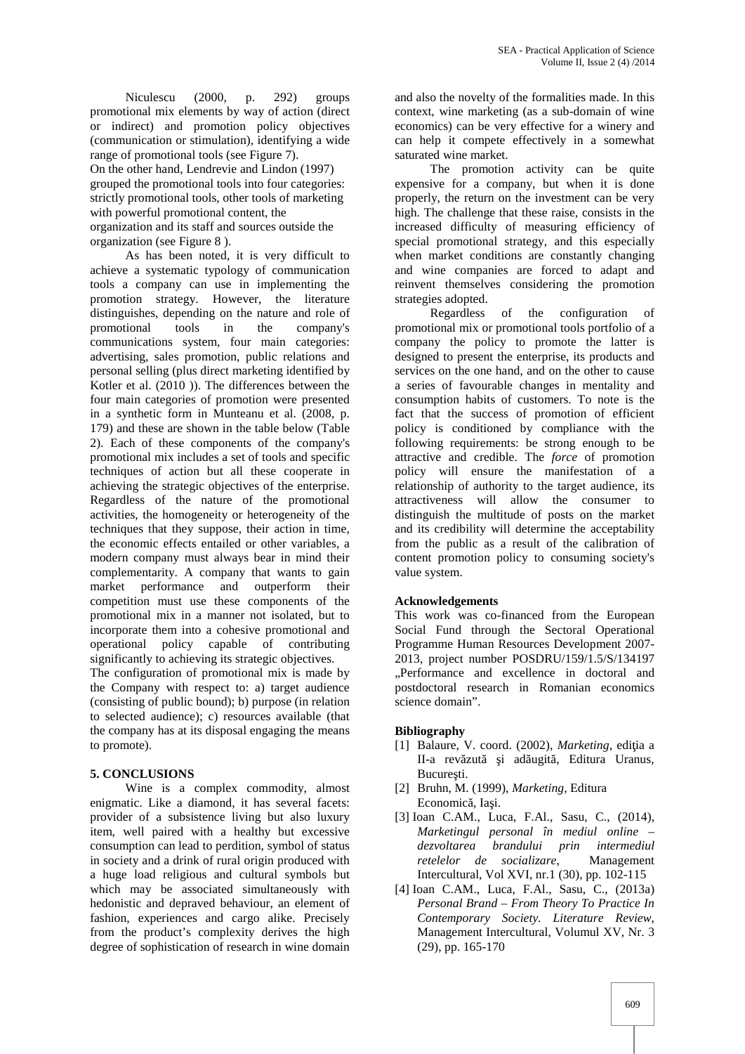Niculescu (2000, p. 292) groups promotional mix elements by way of action (direct or indirect) and promotion policy objectives (communication or stimulation), identifying a wide range of promotional tools (see Figure 7).

On the other hand, Lendrevie and Lindon (1997) grouped the promotional tools into four categories: strictly promotional tools, other tools of marketing with powerful promotional content, the organization and its staff and sources outside the organization (see Figure 8 ).

As has been noted, it is very difficult to achieve a systematic typology of communication tools a company can use in implementing the promotion strategy. However, the literature distinguishes, depending on the nature and role of promotional tools in the company's communications system, four main categories: advertising, sales promotion, public relations and personal selling (plus direct marketing identified by Kotler et al. (2010 )). The differences between the four main categories of promotion were presented in a synthetic form in Munteanu et al. (2008, p. 179) and these are shown in the table below (Table 2). Each of these components of the company's promotional mix includes a set of tools and specific techniques of action but all these cooperate in achieving the strategic objectives of the enterprise. Regardless of the nature of the promotional activities, the homogeneity or heterogeneity of the techniques that they suppose, their action in time, the economic effects entailed or other variables, a modern company must always bear in mind their complementarity. A company that wants to gain market performance and outperform their competition must use these components of the promotional mix in a manner not isolated, but to incorporate them into a cohesive promotional and operational policy capable of contributing significantly to achieving its strategic objectives.

The configuration of promotional mix is made by the Company with respect to: a) target audience (consisting of public bound); b) purpose (in relation to selected audience); c) resources available (that the company has at its disposal engaging the means to promote).

## 5. CONCLUSIONS

Wine is a complex commodity, almost enigmatic. Like a diamond, it has several facets: provider of a subsistence living but also luxury item, well paired with a healthy but excessive consumption can lead to perdition, symbol of status in society and a drink of rural origin produced with a huge load religious and cultural symbols but which may be associated simultaneously with hedonistic and depraved behaviour, an element of fashion, experiences and cargo alike. Precisely from the product's complexity derives the high degree of sophistication of research in wine domain and also the novelty of the formalities made. In this context, wine marketing (as a sub-domain of wine economics) can be very effective for a winery and can help it compete effectively in a somewhat saturated wine market.

The promotion activity can be quite expensive for a company, but when it is done properly, the return on the investment can be very high. The challenge that these raise, consists in the increased difficulty of measuring efficiency of special promotional strategy, and this especially when market conditions are constantly changing and wine companies are forced to adapt and reinvent themselves considering the promotion strategies adopted.

Regardless of the configuration of promotional mix or promotional tools portfolio of a company the policy to promote the latter is designed to present the enterprise, its products and services on the one hand, and on the other to cause a series of favourable changes in mentality and consumption habits of customers. To note is the fact that the success of promotion of efficient policy is conditioned by compliance with the following requirements: be strong enough to be attractive and credible. The *force* of promotion policy will ensure the manifestation of a relationship of authority to the target audience, its attractiveness will allow the consumer to distinguish the multitude of posts on the market and its credibility will determine the acceptability from the public as a result of the calibration of content promotion policy to consuming society's value system.

**Acknowledgements**

This work was co-financed from the European Social Fund through the Sectoral Operational Programme Human Resources Development 2007-2013, project number POSDRU/159/1.5/S/134197 „Performance and excellence in doctoral and postdoctoral research in Romanian economics science domain".

**Bibliography**

[1] Balaure, V. coord. (2002), *Marketing*, ediţia a II-a revăzută şi adăugită, Editura Uranus, Bucureşti.

[2] Bruhn, M. (1999), *Marketing,* Editura Economică, Iaşi.

[3] Ioan C.AM., Luca, F.Al., Sasu, C., (2014), *Marketingul personal în mediul online – dezvoltarea brandului prin intermediul retelelor de socializare,* Management Intercultural, Vol XVI, nr.1 (30), pp. 102-115

[4] Ioan C.AM., Luca, F.Al., Sasu, C., (2013a) *Personal Brand – From Theory To Practice In Contemporary Society. Literature Review*, Management Intercultural, Volumul XV, Nr. 3 (29), pp. 165-170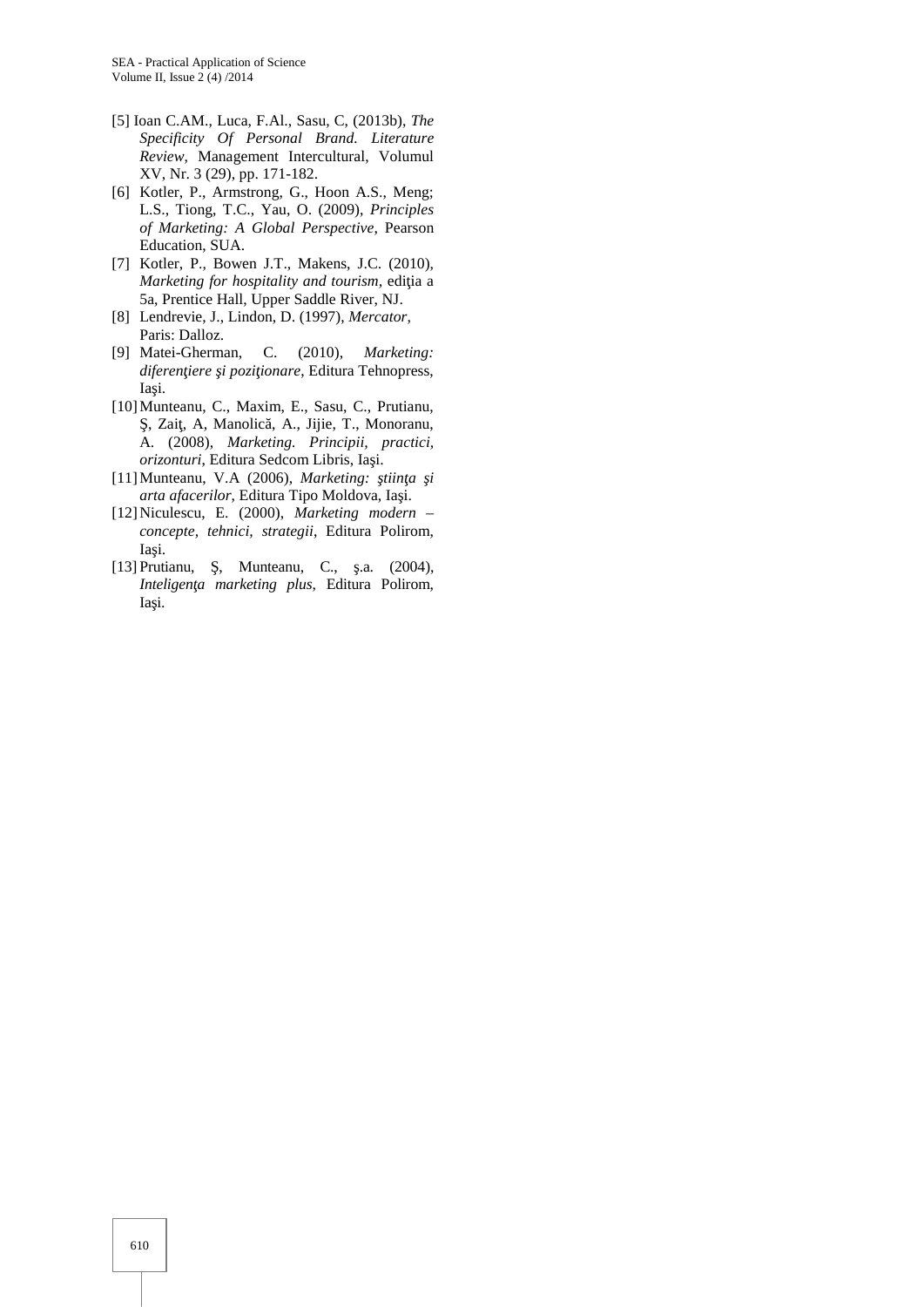[5] Ioan C.AM., Luca, F.Al., Sasu, C, (2013b), *The Specificity Of Personal Brand. Literature Review*, Management Intercultural, Volumul XV, Nr. 3 (29), pp. 171-182.

[6] Kotler, P., Armstrong, G., Hoon A.S., Meng; L.S., Tiong, T.C., Yau, O. (2009), *Principles of Marketing: A Global Perspective*, Pearson Education, SUA.

[7] Kotler, P., Bowen J.T., Makens, J.C. (2010), *Marketing for hospitality and tourism*, ediţia a 5a, Prentice Hall, Upper Saddle River, NJ.

[8] Lendrevie, J., Lindon, D. (1997), *Mercator*, Paris: Dalloz.

[9] Matei-Gherman, C. (2010), *Marketing: diferenţiere şi poziţionare*, Editura Tehnopress, Iaşi.

[10] Munteanu, C., Maxim, E., Sasu, C., Prutianu, Ş, Zaiţ, A, Manolică, A., Jijie, T., Monoranu, A. (2008), *Marketing. Principii, practici, orizonturi*, Editura Sedcom Libris, Iaşi.

[11] Munteanu, V.A (2006), *Marketing: ştiinţa şi arta afacerilor*, Editura Tipo Moldova, Iaşi.

[12] Niculescu, E. (2000), *Marketing modern – concepte, tehnici, strategii*, Editura Polirom, Iaşi.

[13] Prutianu, Ş, Munteanu, C., ş.a. (2004), *Inteligenţa marketing plus*, Editura Polirom, Iaşi.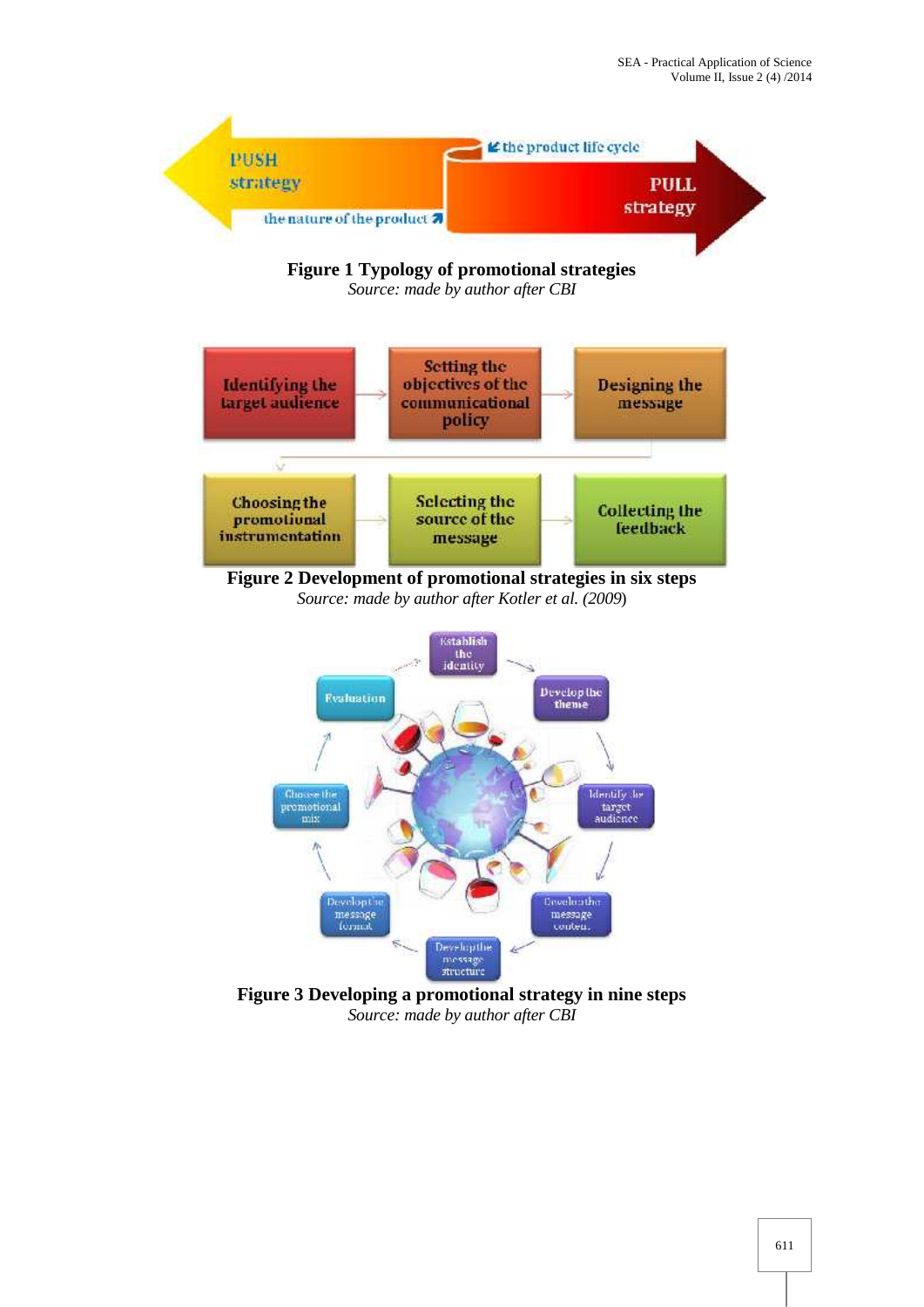**Figure 1 Typology of promotional strategies**

*Source: made by author after CBI*

**Figure 2 Development of promotional strategies in six steps**

*Source: made by author after Kotler et al. (2009)*

**Figure 3 Developing a promotional strategy in nine steps**

*Source: made by author after CBI*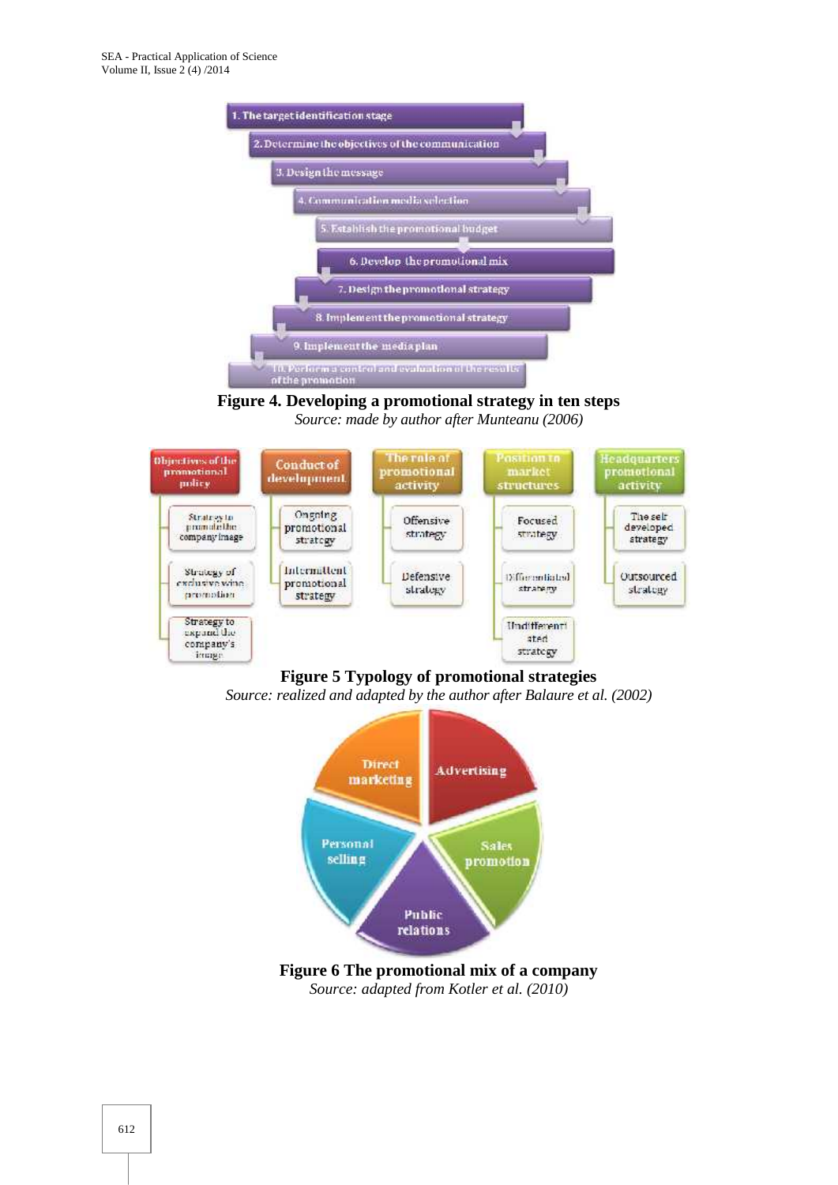1. The target identification stage
2. Determine the objectives of the communication
3. Design the message
4. Communication media selection
5. Establish the promotional budget
6. Develop the promotional mix
7. Design the promotional strategy
8. Implement the promotional strategy
9. Implement the media plan
10. Perform a control and evaluation of the results of the promotion

**Figure 4. Developing a promotional strategy in ten steps**

*Source: made by author after Munteanu (2006)*

| Objectives of the promotional policy | Conduct of development | The role of promotional activity | Position to market structures | Headquarters promotional activity |
|---|---|---|---|---|
| Strategy to promote the company image | Ongoing promotional strategy | Offensive strategy | Focused strategy | The self developed strategy |
| Strategy of exclusive wine promotion | Intermittent promotional strategy | Defensive strategy | Differentiated strategy | Outsourced strategy |
| Strategy to expand the company's image | | | Undifferentiated strategy | |

**Figure 5 Typology of promotional strategies**

*Source: realized and adapted by the author after Balaure et al. (2002)*

Direct marketing, Advertising, Personal selling, Sales promotion, Public relations

**Figure 6 The promotional mix of a company**

*Source: adapted from Kotler et al. (2010)*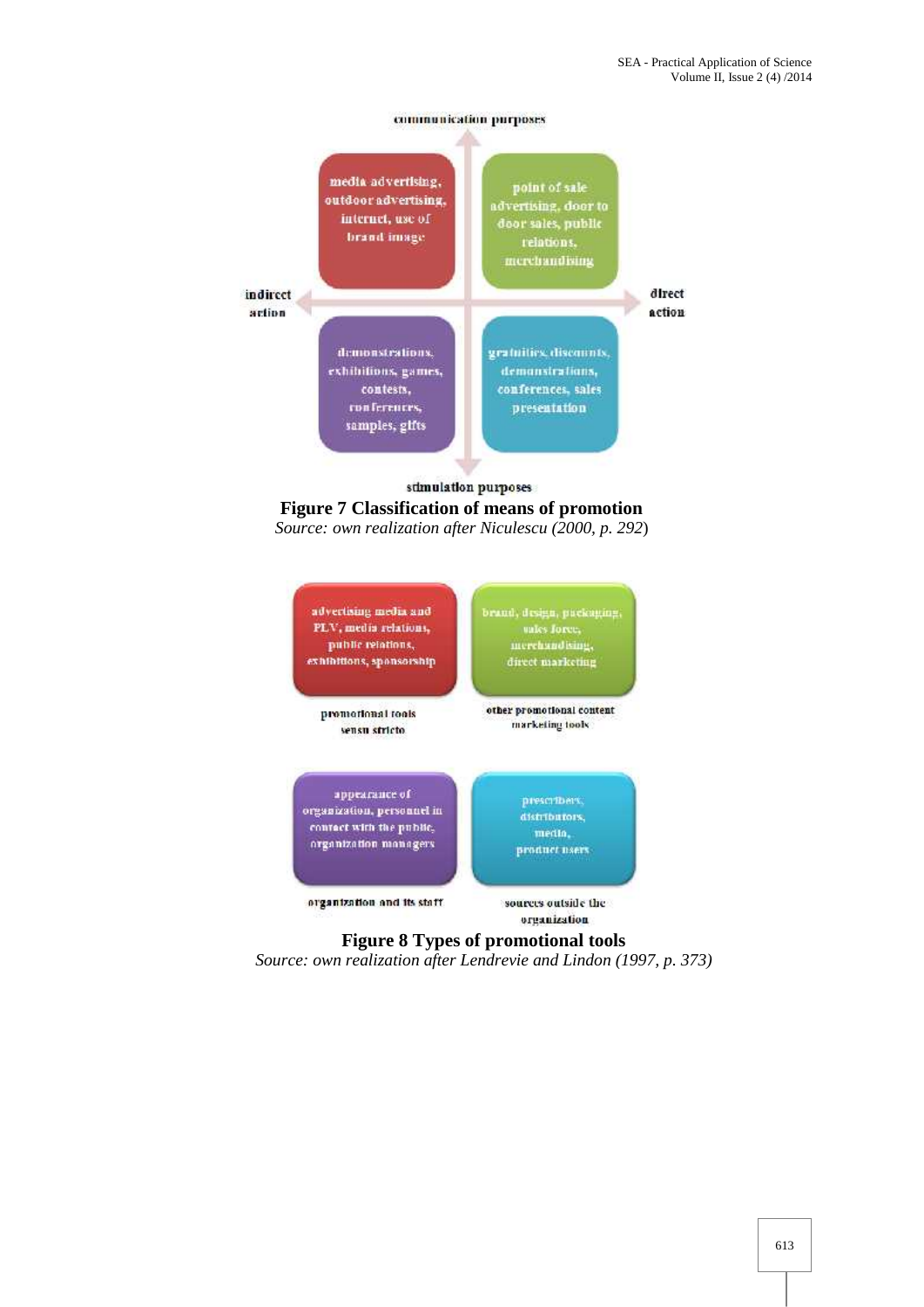communication purposes

| | |
|---|---|
| media advertising, outdoor advertising, internet, use of brand image | point of sale advertising, door to door sales, public relations, merchandising |
| demonstrations, exhibitions, games, contests, conferences, samples, gifts | gratuities, discounts, demonstrations, conferences, sales presentation |

indirect action — direct action

stimulation purposes

**Figure 7 Classification of means of promotion**

*Source: own realization after Niculescu (2000, p. 292*)

| | |
|---|---|
| advertising media and PLV, media relations, public relations, exhibitions, sponsorship | brand, design, packaging, sales force, merchandising, direct marketing |
| promotional tools sensu stricto | other promotional content marketing tools |
| appearance of organization, personnel in contact with the public, organization managers | prescribers, distributors, media, product users |
| organization and its staff | sources outside the organization |

**Figure 8 Types of promotional tools**

*Source: own realization after Lendrevie and Lindon (1997, p. 373)*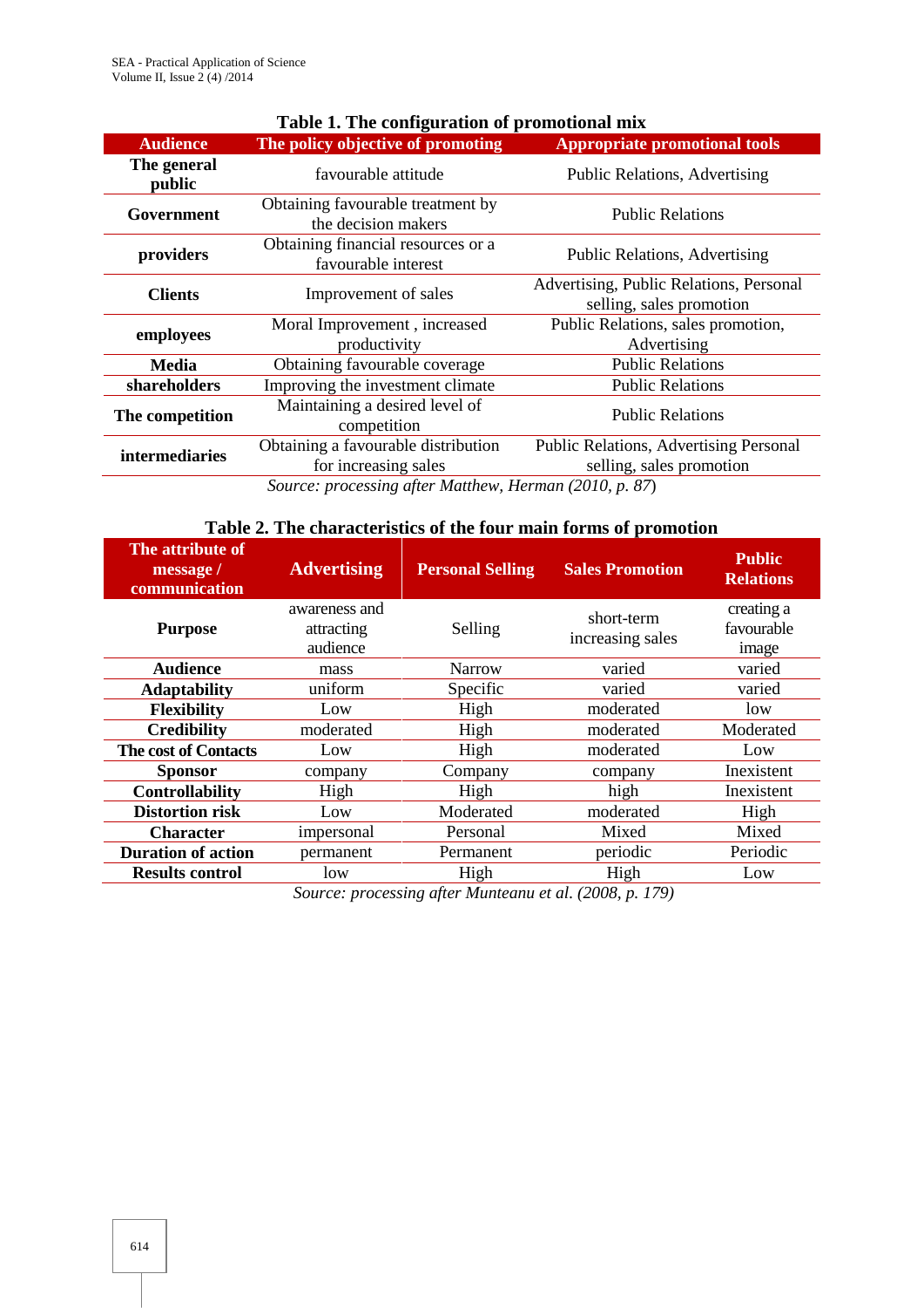**Table 1. The configuration of promotional mix**

| Audience | The policy objective of promoting | Appropriate promotional tools |
|---|---|---|
| **The general public** | favourable attitude | Public Relations, Advertising |
| **Government** | Obtaining favourable treatment by the decision makers | Public Relations |
| **providers** | Obtaining financial resources or a favourable interest | Public Relations, Advertising |
| **Clients** | Improvement of sales | Advertising, Public Relations, Personal selling, sales promotion |
| **employees** | Moral Improvement , increased productivity | Public Relations, sales promotion, Advertising |
| **Media** | Obtaining favourable coverage | Public Relations |
| **shareholders** | Improving the investment climate | Public Relations |
| **The competition** | Maintaining a desired level of competition | Public Relations |
| **intermediaries** | Obtaining a favourable distribution for increasing sales | Public Relations, Advertising Personal selling, sales promotion |

*Source: processing after Matthew, Herman (2010, p. 87)*

**Table 2. The characteristics of the four main forms of promotion**

| The attribute of message / communication | Advertising | Personal Selling | Sales Promotion | Public Relations |
|---|---|---|---|---|
| **Purpose** | awareness and attracting audience | Selling | short-term increasing sales | creating a favourable image |
| **Audience** | mass | Narrow | varied | varied |
| **Adaptability** | uniform | Specific | varied | varied |
| **Flexibility** | Low | High | moderated | low |
| **Credibility** | moderated | High | moderated | Moderated |
| **The cost of Contacts** | Low | High | moderated | Low |
| **Sponsor** | company | Company | company | Inexistent |
| **Controllability** | High | High | high | Inexistent |
| **Distortion risk** | Low | Moderated | moderated | High |
| **Character** | impersonal | Personal | Mixed | Mixed |
| **Duration of action** | permanent | Permanent | periodic | Periodic |
| **Results control** | low | High | High | Low |

*Source: processing after Munteanu et al. (2008, p. 179)*